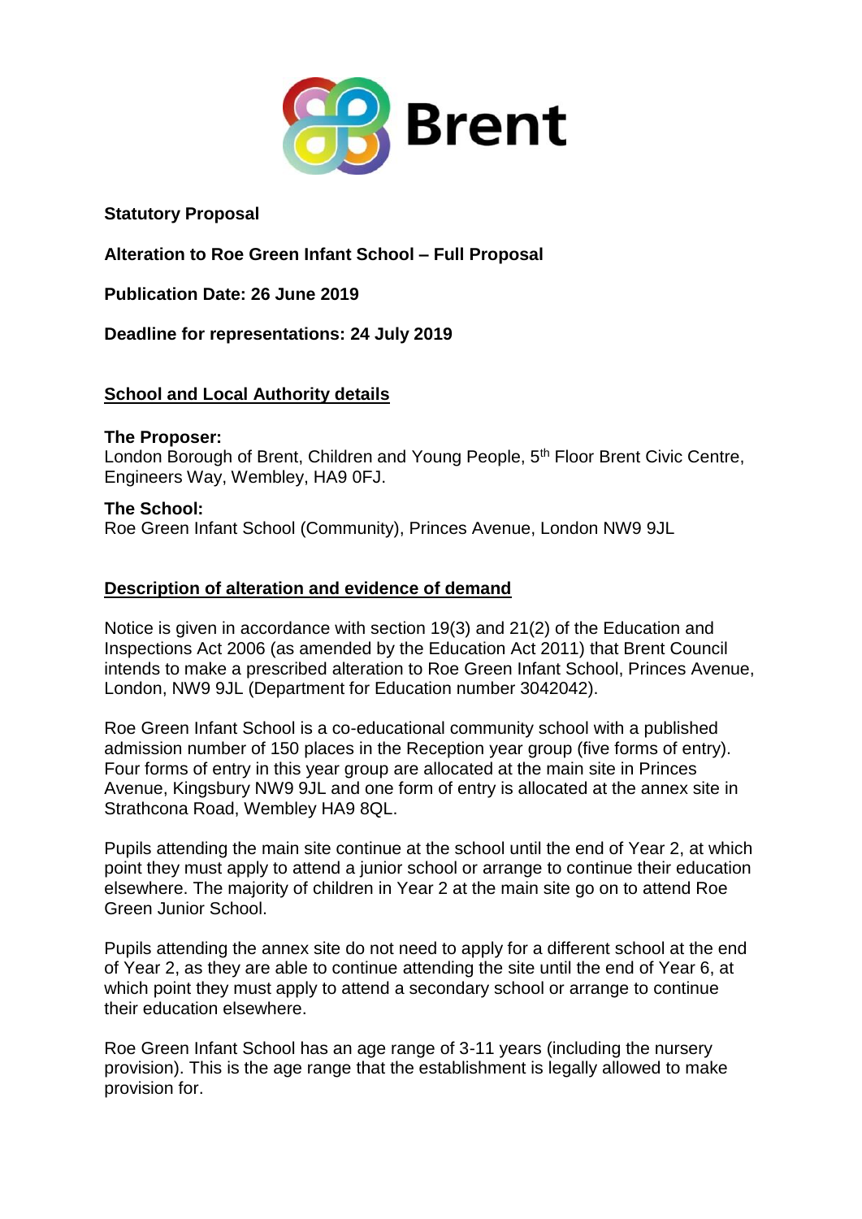Brent

**Statutory Proposal**

**Alteration to Roe Green Infant School – Full Proposal**

**Publication Date: 26 June 2019**

**Deadline for representations: 24 July 2019**

## School and Local Authority details

**The Proposer:**
London Borough of Brent, Children and Young People, 5th Floor Brent Civic Centre, Engineers Way, Wembley, HA9 0FJ.

**The School:**
Roe Green Infant School (Community), Princes Avenue, London NW9 9JL

## Description of alteration and evidence of demand

Notice is given in accordance with section 19(3) and 21(2) of the Education and Inspections Act 2006 (as amended by the Education Act 2011) that Brent Council intends to make a prescribed alteration to Roe Green Infant School, Princes Avenue, London, NW9 9JL (Department for Education number 3042042).

Roe Green Infant School is a co-educational community school with a published admission number of 150 places in the Reception year group (five forms of entry). Four forms of entry in this year group are allocated at the main site in Princes Avenue, Kingsbury NW9 9JL and one form of entry is allocated at the annex site in Strathcona Road, Wembley HA9 8QL.

Pupils attending the main site continue at the school until the end of Year 2, at which point they must apply to attend a junior school or arrange to continue their education elsewhere. The majority of children in Year 2 at the main site go on to attend Roe Green Junior School.

Pupils attending the annex site do not need to apply for a different school at the end of Year 2, as they are able to continue attending the site until the end of Year 6, at which point they must apply to attend a secondary school or arrange to continue their education elsewhere.

Roe Green Infant School has an age range of 3-11 years (including the nursery provision). This is the age range that the establishment is legally allowed to make provision for.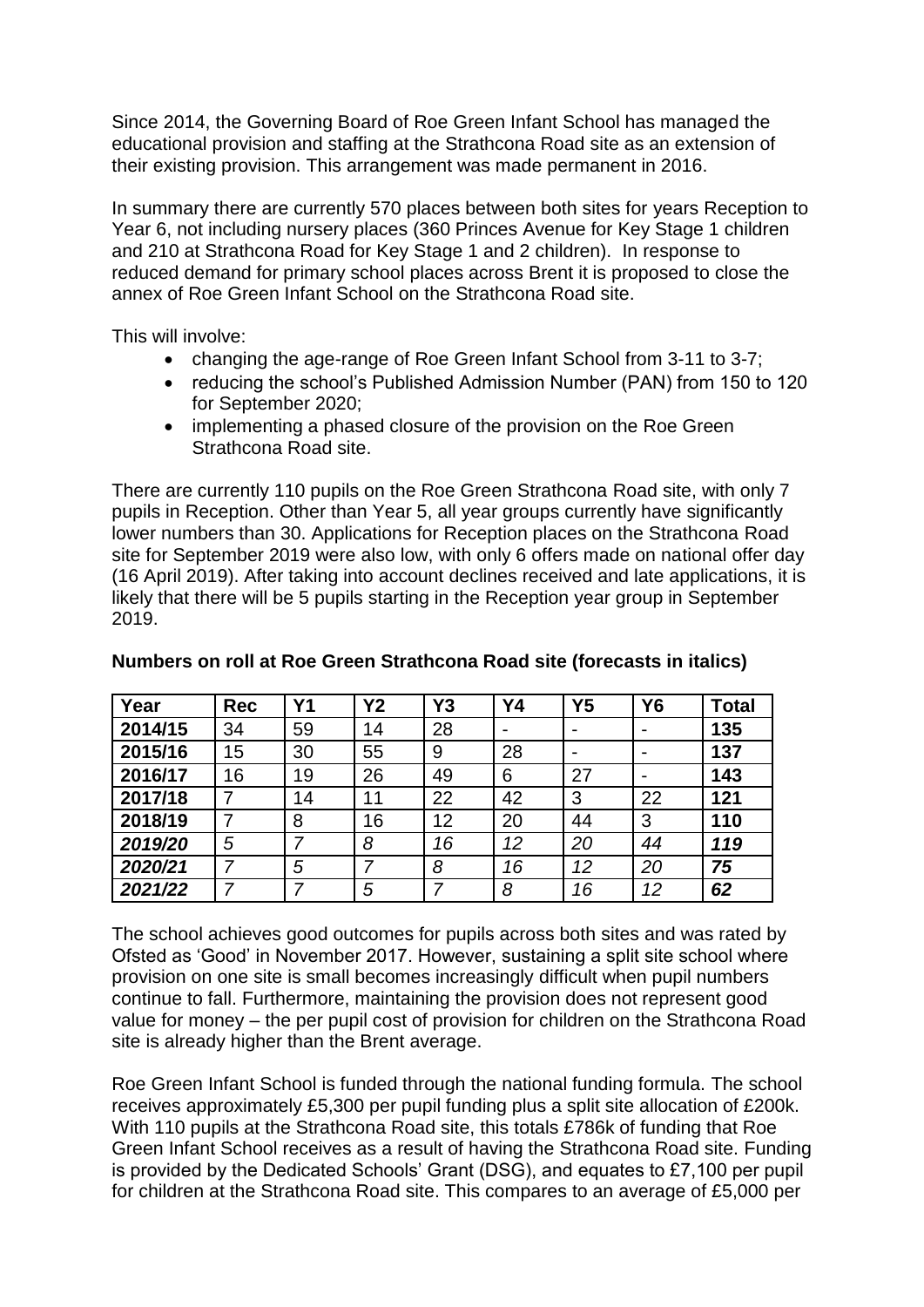Since 2014, the Governing Board of Roe Green Infant School has managed the educational provision and staffing at the Strathcona Road site as an extension of their existing provision. This arrangement was made permanent in 2016.

In summary there are currently 570 places between both sites for years Reception to Year 6, not including nursery places (360 Princes Avenue for Key Stage 1 children and 210 at Strathcona Road for Key Stage 1 and 2 children). In response to reduced demand for primary school places across Brent it is proposed to close the annex of Roe Green Infant School on the Strathcona Road site.

This will involve:

- changing the age-range of Roe Green Infant School from 3-11 to 3-7;
- reducing the school's Published Admission Number (PAN) from 150 to 120 for September 2020;
- implementing a phased closure of the provision on the Roe Green Strathcona Road site.

There are currently 110 pupils on the Roe Green Strathcona Road site, with only 7 pupils in Reception. Other than Year 5, all year groups currently have significantly lower numbers than 30. Applications for Reception places on the Strathcona Road site for September 2019 were also low, with only 6 offers made on national offer day (16 April 2019). After taking into account declines received and late applications, it is likely that there will be 5 pupils starting in the Reception year group in September 2019.

**Numbers on roll at Roe Green Strathcona Road site (forecasts in italics)**

| Year | Rec | Y1 | Y2 | Y3 | Y4 | Y5 | Y6 | Total |
|---|---|---|---|---|---|---|---|---|
| **2014/15** | 34 | 59 | 14 | 28 | - | - | - | **135** |
| **2015/16** | 15 | 30 | 55 | 9 | 28 | - | - | **137** |
| **2016/17** | 16 | 19 | 26 | 49 | 6 | 27 | - | **143** |
| **2017/18** | 7 | 14 | 11 | 22 | 42 | 3 | 22 | **121** |
| **2018/19** | 7 | 8 | 16 | 12 | 20 | 44 | 3 | **110** |
| ***2019/20*** | *5* | *7* | *8* | *16* | *12* | *20* | *44* | ***119*** |
| ***2020/21*** | *7* | *5* | *7* | *8* | *16* | *12* | *20* | ***75*** |
| ***2021/22*** | *7* | *7* | *5* | *7* | *8* | *16* | *12* | ***62*** |

The school achieves good outcomes for pupils across both sites and was rated by Ofsted as 'Good' in November 2017. However, sustaining a split site school where provision on one site is small becomes increasingly difficult when pupil numbers continue to fall. Furthermore, maintaining the provision does not represent good value for money – the per pupil cost of provision for children on the Strathcona Road site is already higher than the Brent average.

Roe Green Infant School is funded through the national funding formula. The school receives approximately £5,300 per pupil funding plus a split site allocation of £200k. With 110 pupils at the Strathcona Road site, this totals £786k of funding that Roe Green Infant School receives as a result of having the Strathcona Road site. Funding is provided by the Dedicated Schools' Grant (DSG), and equates to £7,100 per pupil for children at the Strathcona Road site. This compares to an average of £5,000 per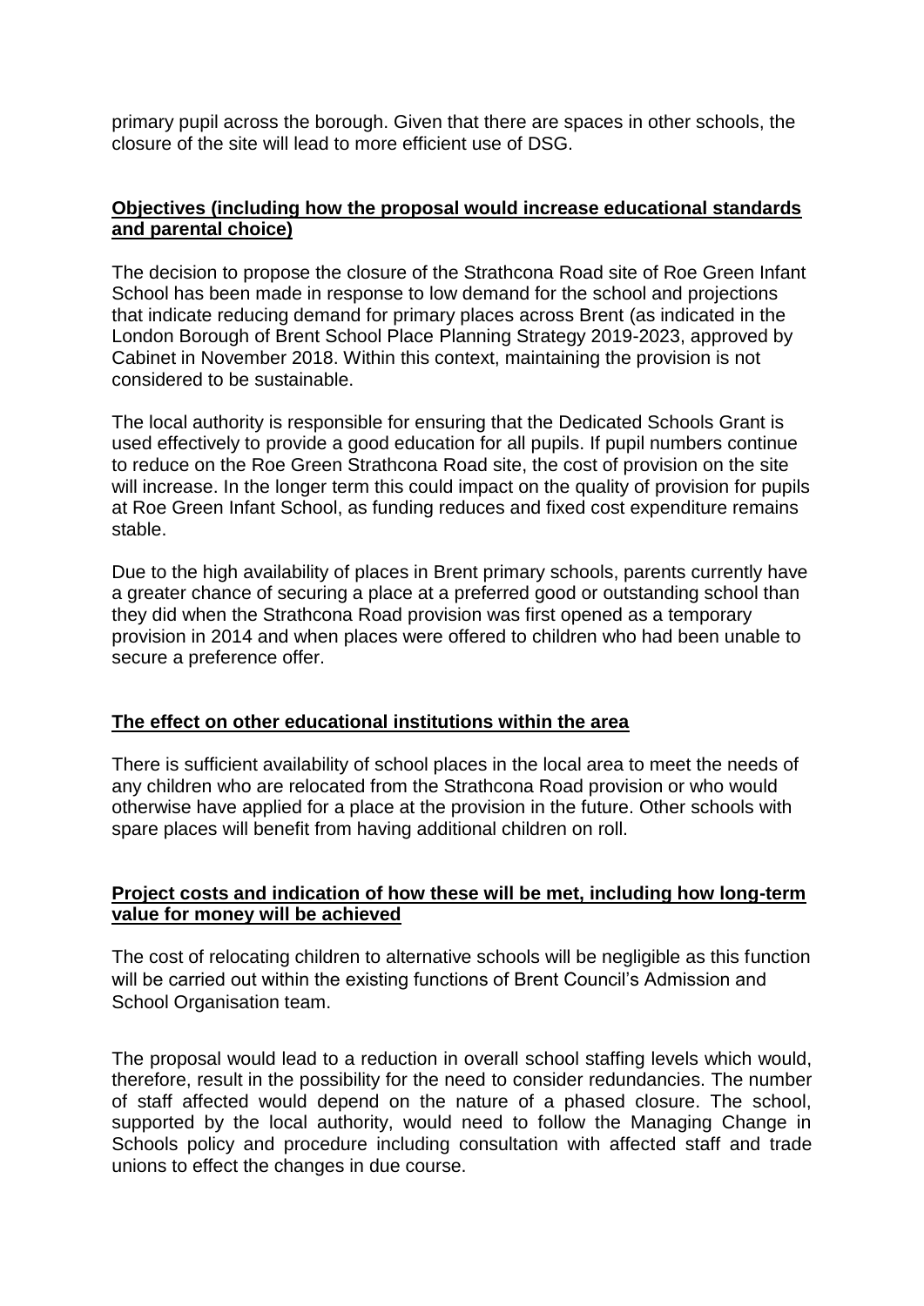primary pupil across the borough. Given that there are spaces in other schools, the closure of the site will lead to more efficient use of DSG.

**Objectives (including how the proposal would increase educational standards and parental choice)**

The decision to propose the closure of the Strathcona Road site of Roe Green Infant School has been made in response to low demand for the school and projections that indicate reducing demand for primary places across Brent (as indicated in the London Borough of Brent School Place Planning Strategy 2019-2023, approved by Cabinet in November 2018. Within this context, maintaining the provision is not considered to be sustainable.

The local authority is responsible for ensuring that the Dedicated Schools Grant is used effectively to provide a good education for all pupils. If pupil numbers continue to reduce on the Roe Green Strathcona Road site, the cost of provision on the site will increase. In the longer term this could impact on the quality of provision for pupils at Roe Green Infant School, as funding reduces and fixed cost expenditure remains stable.

Due to the high availability of places in Brent primary schools, parents currently have a greater chance of securing a place at a preferred good or outstanding school than they did when the Strathcona Road provision was first opened as a temporary provision in 2014 and when places were offered to children who had been unable to secure a preference offer.

**The effect on other educational institutions within the area**

There is sufficient availability of school places in the local area to meet the needs of any children who are relocated from the Strathcona Road provision or who would otherwise have applied for a place at the provision in the future. Other schools with spare places will benefit from having additional children on roll.

**Project costs and indication of how these will be met, including how long-term value for money will be achieved**

The cost of relocating children to alternative schools will be negligible as this function will be carried out within the existing functions of Brent Council's Admission and School Organisation team.

The proposal would lead to a reduction in overall school staffing levels which would, therefore, result in the possibility for the need to consider redundancies. The number of staff affected would depend on the nature of a phased closure. The school, supported by the local authority, would need to follow the Managing Change in Schools policy and procedure including consultation with affected staff and trade unions to effect the changes in due course.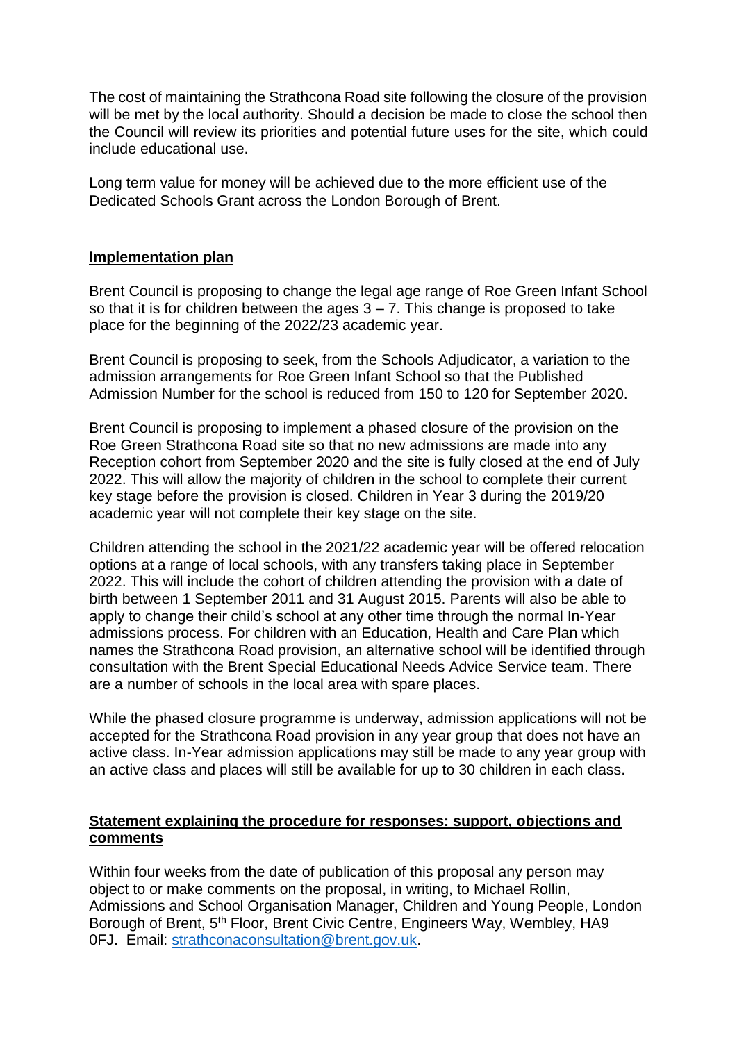The cost of maintaining the Strathcona Road site following the closure of the provision will be met by the local authority. Should a decision be made to close the school then the Council will review its priorities and potential future uses for the site, which could include educational use.

Long term value for money will be achieved due to the more efficient use of the Dedicated Schools Grant across the London Borough of Brent.

## Implementation plan

Brent Council is proposing to change the legal age range of Roe Green Infant School so that it is for children between the ages 3 – 7. This change is proposed to take place for the beginning of the 2022/23 academic year.

Brent Council is proposing to seek, from the Schools Adjudicator, a variation to the admission arrangements for Roe Green Infant School so that the Published Admission Number for the school is reduced from 150 to 120 for September 2020.

Brent Council is proposing to implement a phased closure of the provision on the Roe Green Strathcona Road site so that no new admissions are made into any Reception cohort from September 2020 and the site is fully closed at the end of July 2022. This will allow the majority of children in the school to complete their current key stage before the provision is closed. Children in Year 3 during the 2019/20 academic year will not complete their key stage on the site.

Children attending the school in the 2021/22 academic year will be offered relocation options at a range of local schools, with any transfers taking place in September 2022. This will include the cohort of children attending the provision with a date of birth between 1 September 2011 and 31 August 2015. Parents will also be able to apply to change their child's school at any other time through the normal In-Year admissions process. For children with an Education, Health and Care Plan which names the Strathcona Road provision, an alternative school will be identified through consultation with the Brent Special Educational Needs Advice Service team. There are a number of schools in the local area with spare places.

While the phased closure programme is underway, admission applications will not be accepted for the Strathcona Road provision in any year group that does not have an active class. In-Year admission applications may still be made to any year group with an active class and places will still be available for up to 30 children in each class.

## Statement explaining the procedure for responses: support, objections and comments

Within four weeks from the date of publication of this proposal any person may object to or make comments on the proposal, in writing, to Michael Rollin, Admissions and School Organisation Manager, Children and Young People, London Borough of Brent, 5th Floor, Brent Civic Centre, Engineers Way, Wembley, HA9 0FJ. Email: strathconaconsultation@brent.gov.uk.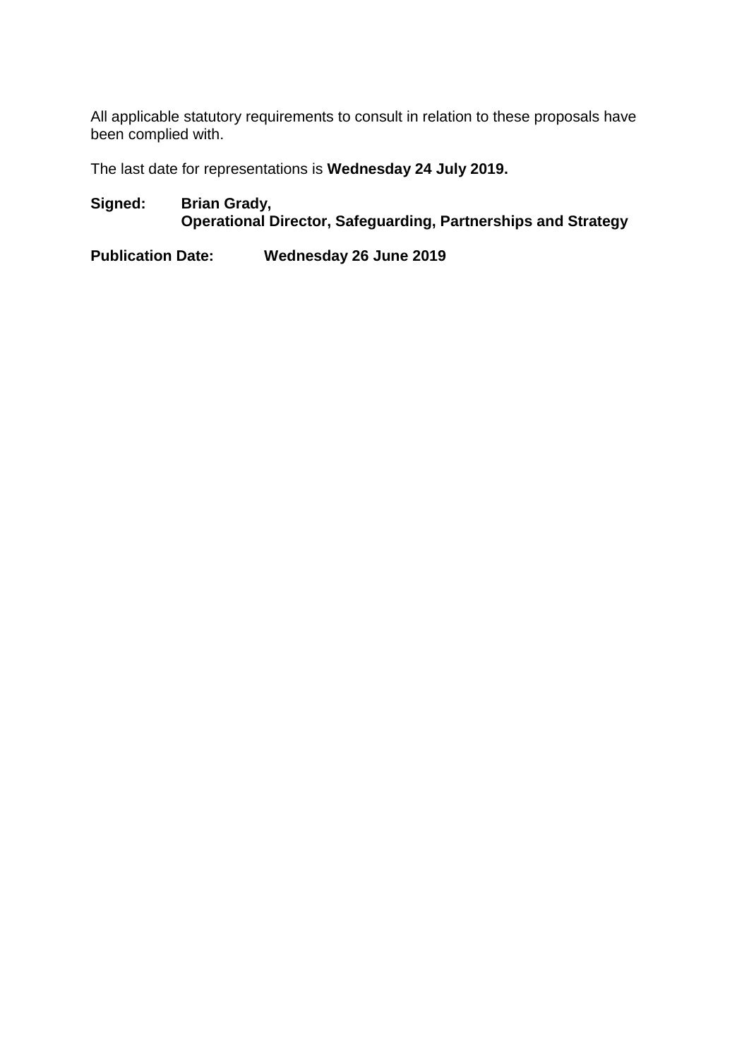All applicable statutory requirements to consult in relation to these proposals have been complied with.

The last date for representations is **Wednesday 24 July 2019.**

**Signed:** **Brian Grady,**
**Operational Director, Safeguarding, Partnerships and Strategy**

**Publication Date:** **Wednesday 26 June 2019**